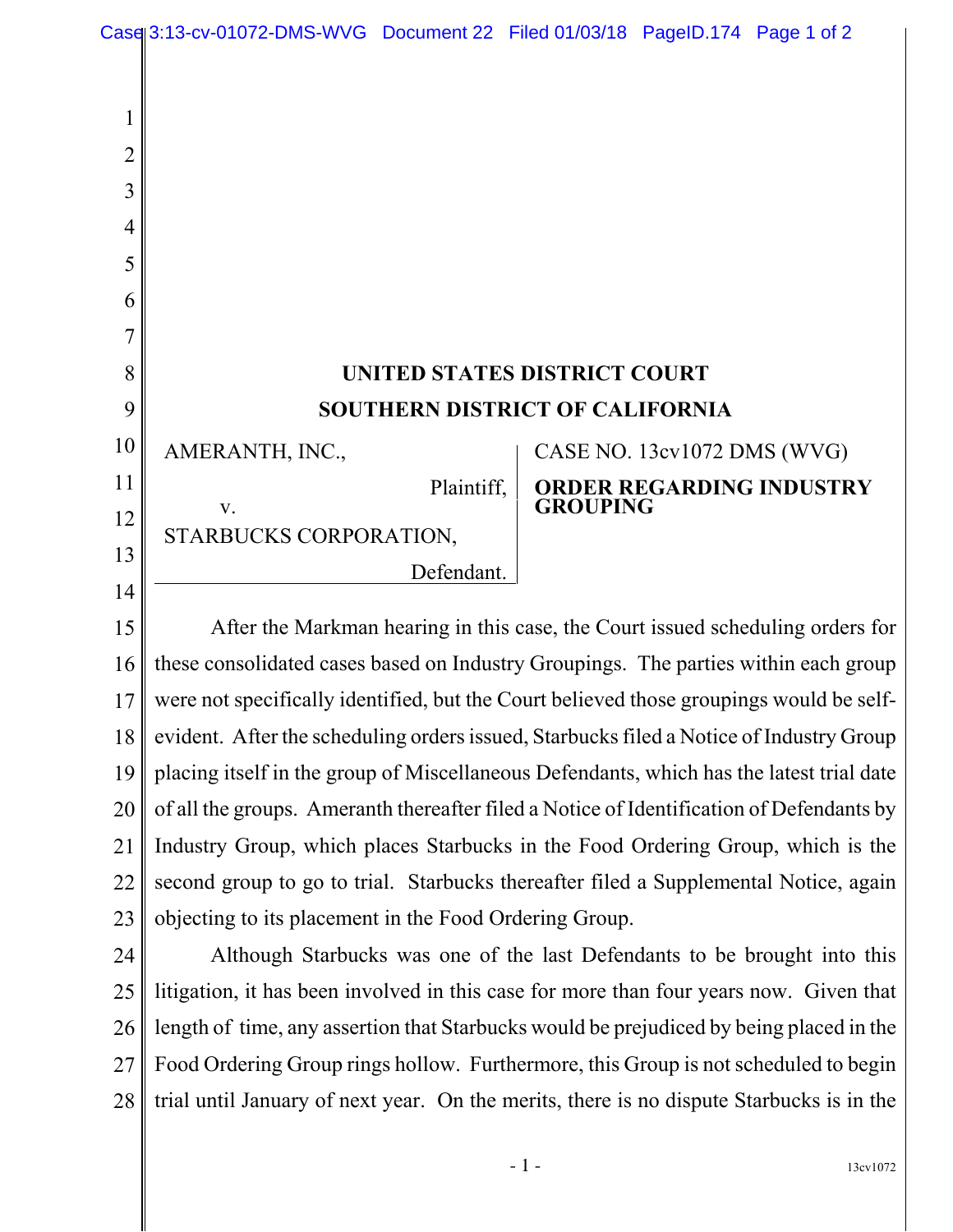**UNITED STATES DISTRICT COURT**

**SOUTHERN DISTRICT OF CALIFORNIA**

AMERANTH, INC.,

Plaintiff,

v.

STARBUCKS CORPORATION,

Defendant.

CASE NO. 13cv1072 DMS (WVG)

**ORDER REGARDING INDUSTRY GROUPING**

After the Markman hearing in this case, the Court issued scheduling orders for these consolidated cases based on Industry Groupings. The parties within each group were not specifically identified, but the Court believed those groupings would be self-evident. After the scheduling orders issued, Starbucks filed a Notice of Industry Group placing itself in the group of Miscellaneous Defendants, which has the latest trial date of all the groups. Ameranth thereafter filed a Notice of Identification of Defendants by Industry Group, which places Starbucks in the Food Ordering Group, which is the second group to go to trial. Starbucks thereafter filed a Supplemental Notice, again objecting to its placement in the Food Ordering Group.

Although Starbucks was one of the last Defendants to be brought into this litigation, it has been involved in this case for more than four years now. Given that length of time, any assertion that Starbucks would be prejudiced by being placed in the Food Ordering Group rings hollow. Furthermore, this Group is not scheduled to begin trial until January of next year. On the merits, there is no dispute Starbucks is in the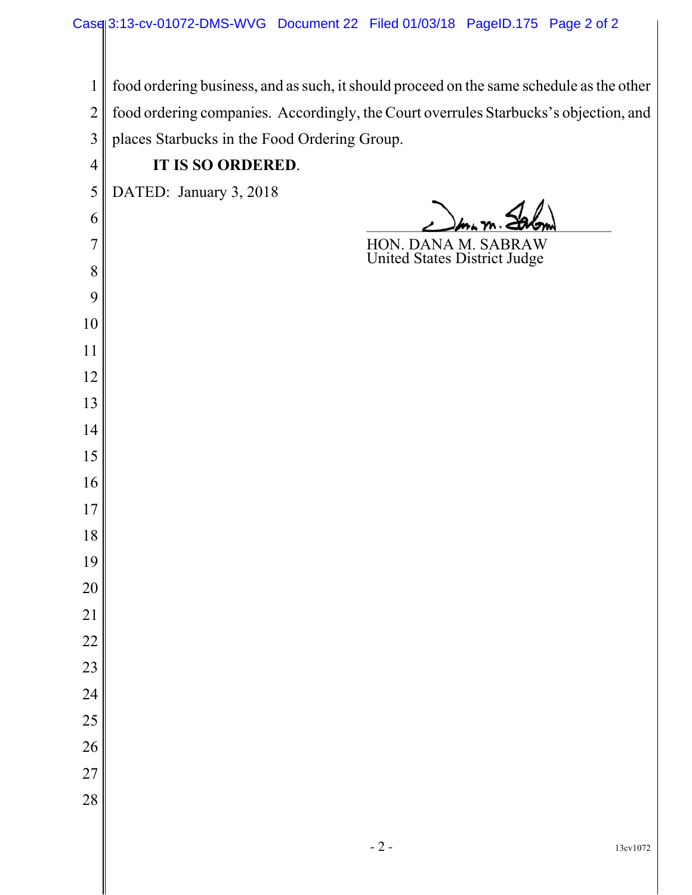food ordering business, and as such, it should proceed on the same schedule as the other food ordering companies. Accordingly, the Court overrules Starbucks's objection, and places Starbucks in the Food Ordering Group.

**IT IS SO ORDERED**.

DATED: January 3, 2018

HON. DANA M. SABRAW
United States District Judge